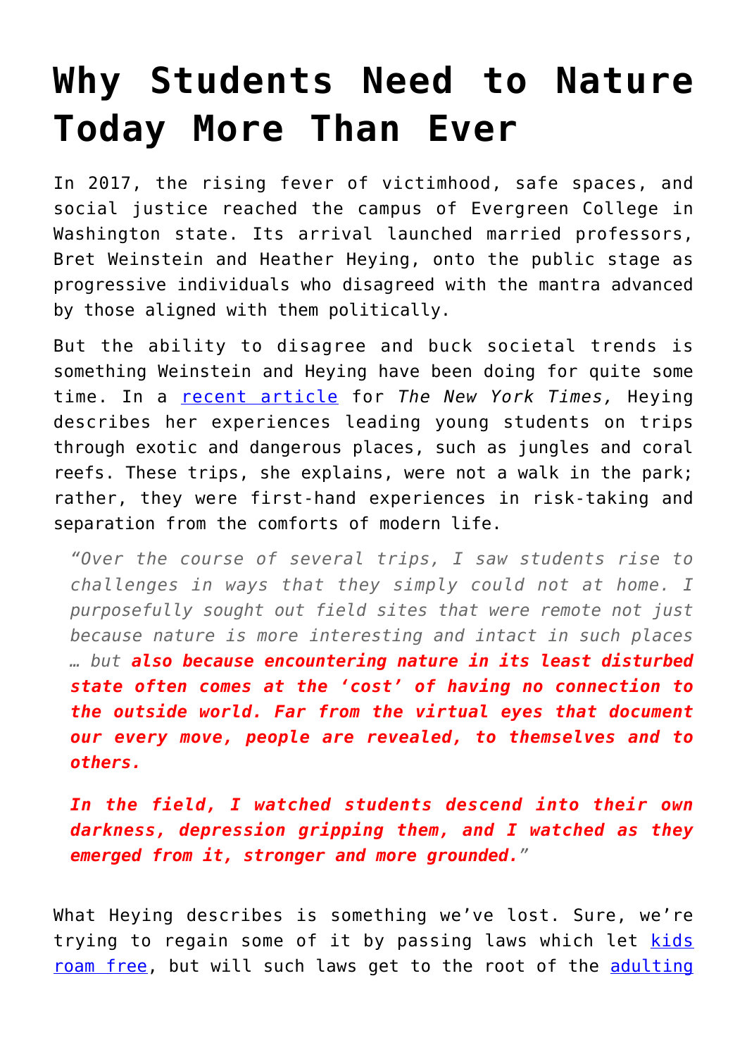# Why Students Need to Nature Today More Than Ever

In 2017, the rising fever of victimhood, safe spaces, and social justice reached the campus of Evergreen College in Washington state. Its arrival launched married professors, Bret Weinstein and Heather Heying, onto the public stage as progressive individuals who disagreed with the mantra advanced by those aligned with them politically.

But the ability to disagree and buck societal trends is something Weinstein and Heying have been doing for quite some time. In a [recent article](#) for *The New York Times,* Heying describes her experiences leading young students on trips through exotic and dangerous places, such as jungles and coral reefs. These trips, she explains, were not a walk in the park; rather, they were first-hand experiences in risk-taking and separation from the comforts of modern life.

> *"Over the course of several trips, I saw students rise to challenges in ways that they simply could not at home. I purposefully sought out field sites that were remote not just because nature is more interesting and intact in such places … but* ***also because encountering nature in its least disturbed state often comes at the 'cost' of having no connection to the outside world. Far from the virtual eyes that document our every move, people are revealed, to themselves and to others.***
>
> ***In the field, I watched students descend into their own darkness, depression gripping them, and I watched as they emerged from it, stronger and more grounded.****"*

What Heying describes is something we've lost. Sure, we're trying to regain some of it by passing laws which let [kids roam free](#), but will such laws get to the root of the [adulting](#)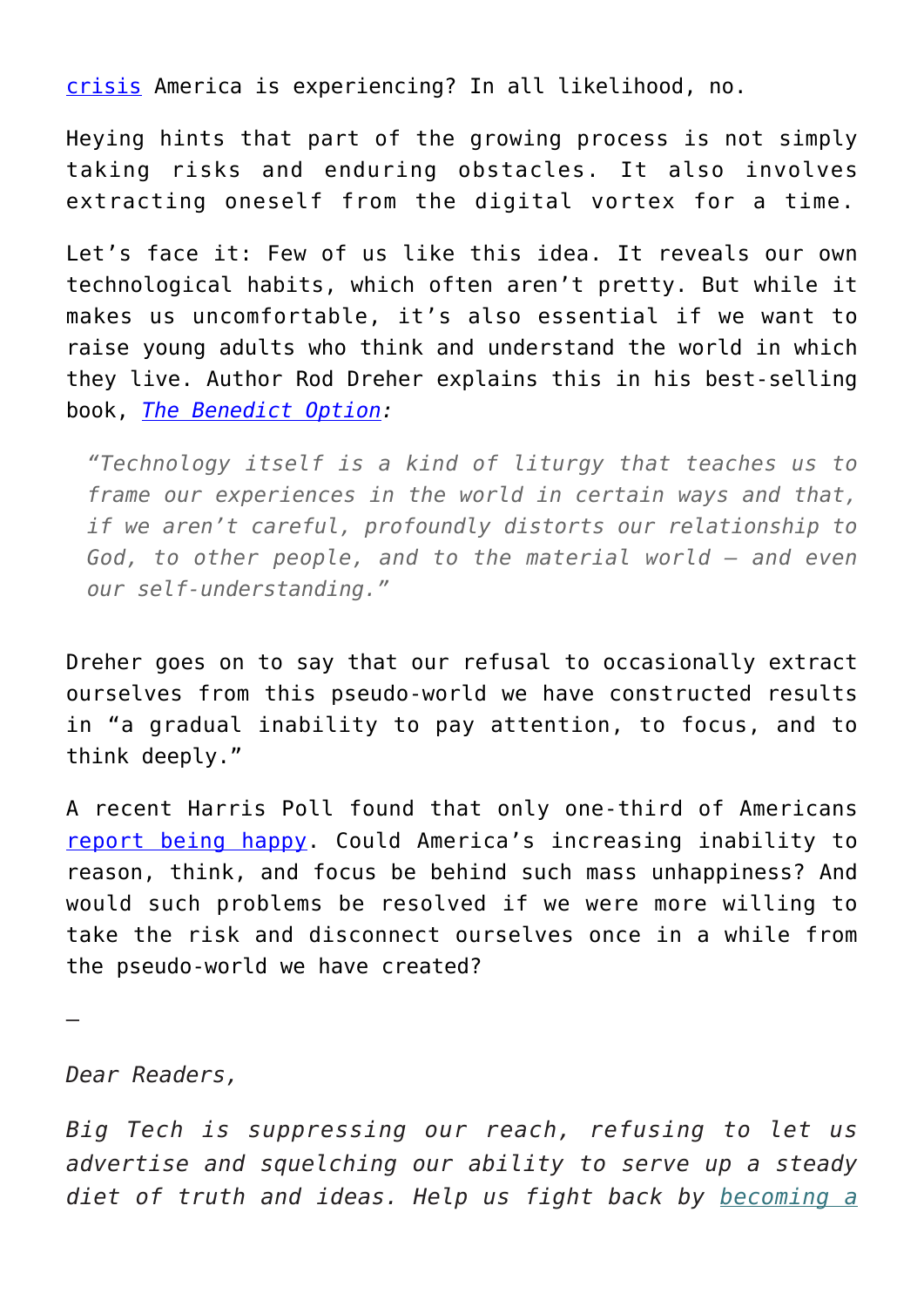crisis America is experiencing? In all likelihood, no.

Heying hints that part of the growing process is not simply taking risks and enduring obstacles. It also involves extracting oneself from the digital vortex for a time.

Let's face it: Few of us like this idea. It reveals our own technological habits, which often aren't pretty. But while it makes us uncomfortable, it's also essential if we want to raise young adults who think and understand the world in which they live. Author Rod Dreher explains this in his best-selling book, *The Benedict Option:*

> *"Technology itself is a kind of liturgy that teaches us to frame our experiences in the world in certain ways and that, if we aren't careful, profoundly distorts our relationship to God, to other people, and to the material world — and even our self-understanding."*

Dreher goes on to say that our refusal to occasionally extract ourselves from this pseudo-world we have constructed results in "a gradual inability to pay attention, to focus, and to think deeply."

A recent Harris Poll found that only one-third of Americans report being happy. Could America's increasing inability to reason, think, and focus be behind such mass unhappiness? And would such problems be resolved if we were more willing to take the risk and disconnect ourselves once in a while from the pseudo-world we have created?

—

*Dear Readers,*

*Big Tech is suppressing our reach, refusing to let us advertise and squelching our ability to serve up a steady diet of truth and ideas. Help us fight back by becoming a*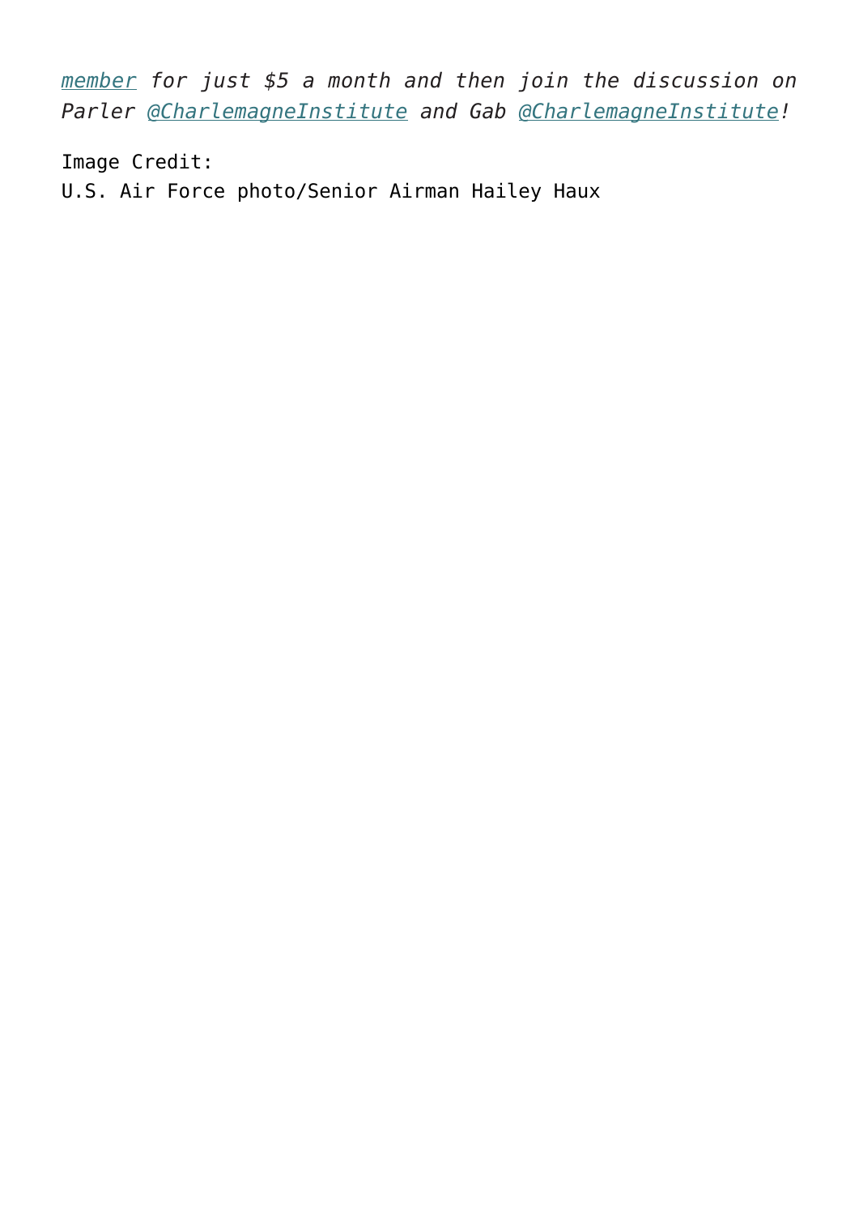*member for just $5 a month and then join the discussion on Parler @CharlemagneInstitute and Gab @CharlemagneInstitute!*

Image Credit:
U.S. Air Force photo/Senior Airman Hailey Haux